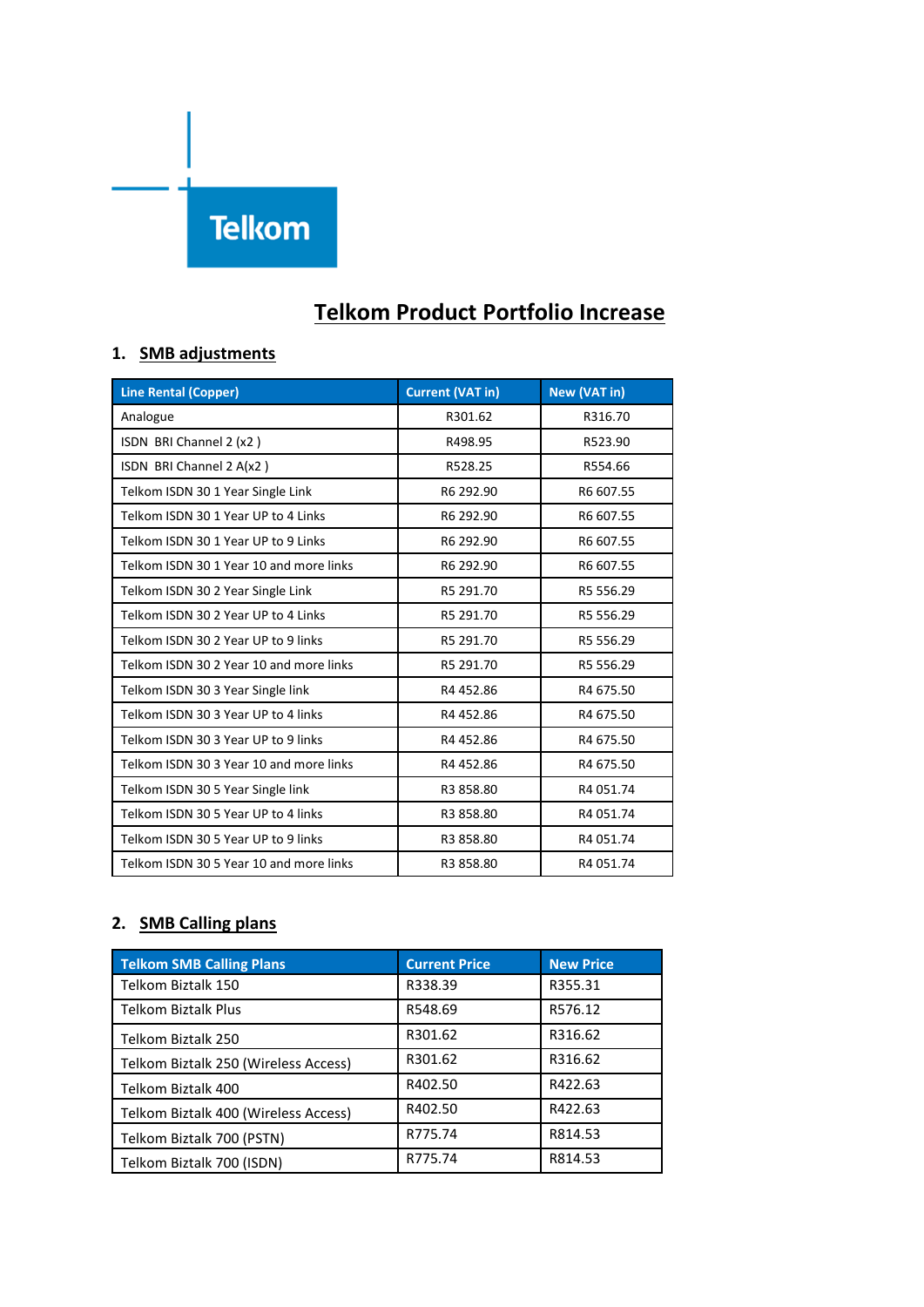Telkom

# Telkom Product Portfolio Increase

## 1. SMB adjustments

| Line Rental (Copper) | Current (VAT in) | New (VAT in) |
|---|---|---|
| Analogue | R301.62 | R316.70 |
| ISDN BRI Channel 2 (x2 ) | R498.95 | R523.90 |
| ISDN BRI Channel 2 A(x2 ) | R528.25 | R554.66 |
| Telkom ISDN 30 1 Year Single Link | R6 292.90 | R6 607.55 |
| Telkom ISDN 30 1 Year UP to 4 Links | R6 292.90 | R6 607.55 |
| Telkom ISDN 30 1 Year UP to 9 Links | R6 292.90 | R6 607.55 |
| Telkom ISDN 30 1 Year 10 and more links | R6 292.90 | R6 607.55 |
| Telkom ISDN 30 2 Year Single Link | R5 291.70 | R5 556.29 |
| Telkom ISDN 30 2 Year UP to 4 Links | R5 291.70 | R5 556.29 |
| Telkom ISDN 30 2 Year UP to 9 links | R5 291.70 | R5 556.29 |
| Telkom ISDN 30 2 Year 10 and more links | R5 291.70 | R5 556.29 |
| Telkom ISDN 30 3 Year Single link | R4 452.86 | R4 675.50 |
| Telkom ISDN 30 3 Year UP to 4 links | R4 452.86 | R4 675.50 |
| Telkom ISDN 30 3 Year UP to 9 links | R4 452.86 | R4 675.50 |
| Telkom ISDN 30 3 Year 10 and more links | R4 452.86 | R4 675.50 |
| Telkom ISDN 30 5 Year Single link | R3 858.80 | R4 051.74 |
| Telkom ISDN 30 5 Year UP to 4 links | R3 858.80 | R4 051.74 |
| Telkom ISDN 30 5 Year UP to 9 links | R3 858.80 | R4 051.74 |
| Telkom ISDN 30 5 Year 10 and more links | R3 858.80 | R4 051.74 |

## 2. SMB Calling plans

| Telkom SMB Calling Plans | Current Price | New Price |
|---|---|---|
| Telkom Biztalk 150 | R338.39 | R355.31 |
| Telkom Biztalk Plus | R548.69 | R576.12 |
| Telkom Biztalk 250 | R301.62 | R316.62 |
| Telkom Biztalk 250 (Wireless Access) | R301.62 | R316.62 |
| Telkom Biztalk 400 | R402.50 | R422.63 |
| Telkom Biztalk 400 (Wireless Access) | R402.50 | R422.63 |
| Telkom Biztalk 700 (PSTN) | R775.74 | R814.53 |
| Telkom Biztalk 700 (ISDN) | R775.74 | R814.53 |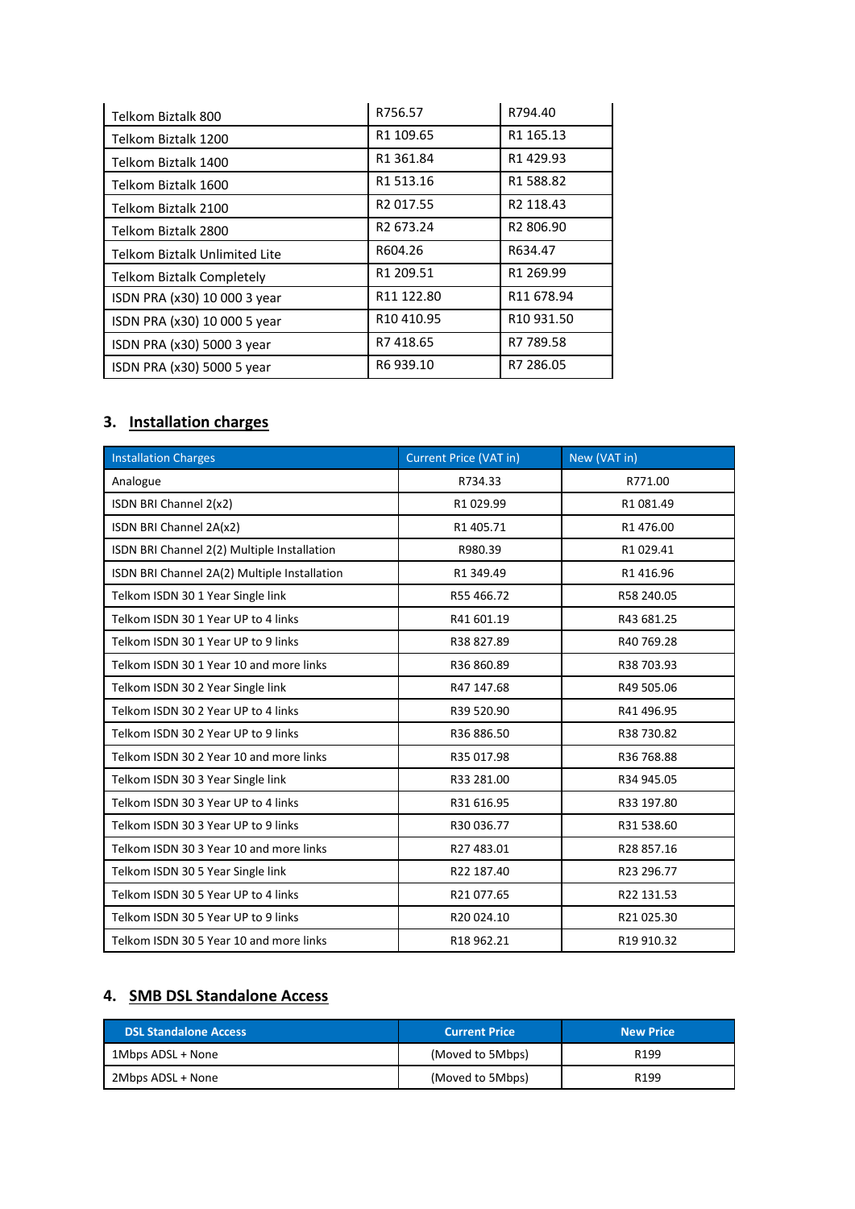| | | |
|---|---|---|
| Telkom Biztalk 800 | R756.57 | R794.40 |
| Telkom Biztalk 1200 | R1 109.65 | R1 165.13 |
| Telkom Biztalk 1400 | R1 361.84 | R1 429.93 |
| Telkom Biztalk 1600 | R1 513.16 | R1 588.82 |
| Telkom Biztalk 2100 | R2 017.55 | R2 118.43 |
| Telkom Biztalk 2800 | R2 673.24 | R2 806.90 |
| Telkom Biztalk Unlimited Lite | R604.26 | R634.47 |
| Telkom Biztalk Completely | R1 209.51 | R1 269.99 |
| ISDN PRA (x30) 10 000 3 year | R11 122.80 | R11 678.94 |
| ISDN PRA (x30) 10 000 5 year | R10 410.95 | R10 931.50 |
| ISDN PRA (x30) 5000 3 year | R7 418.65 | R7 789.58 |
| ISDN PRA (x30) 5000 5 year | R6 939.10 | R7 286.05 |

## 3. Installation charges

| Installation Charges | Current Price (VAT in) | New (VAT in) |
|---|---|---|
| Analogue | R734.33 | R771.00 |
| ISDN BRI Channel 2(x2) | R1 029.99 | R1 081.49 |
| ISDN BRI Channel 2A(x2) | R1 405.71 | R1 476.00 |
| ISDN BRI Channel 2(2) Multiple Installation | R980.39 | R1 029.41 |
| ISDN BRI Channel 2A(2) Multiple Installation | R1 349.49 | R1 416.96 |
| Telkom ISDN 30 1 Year Single link | R55 466.72 | R58 240.05 |
| Telkom ISDN 30 1 Year UP to 4 links | R41 601.19 | R43 681.25 |
| Telkom ISDN 30 1 Year UP to 9 links | R38 827.89 | R40 769.28 |
| Telkom ISDN 30 1 Year 10 and more links | R36 860.89 | R38 703.93 |
| Telkom ISDN 30 2 Year Single link | R47 147.68 | R49 505.06 |
| Telkom ISDN 30 2 Year UP to 4 links | R39 520.90 | R41 496.95 |
| Telkom ISDN 30 2 Year UP to 9 links | R36 886.50 | R38 730.82 |
| Telkom ISDN 30 2 Year 10 and more links | R35 017.98 | R36 768.88 |
| Telkom ISDN 30 3 Year Single link | R33 281.00 | R34 945.05 |
| Telkom ISDN 30 3 Year UP to 4 links | R31 616.95 | R33 197.80 |
| Telkom ISDN 30 3 Year UP to 9 links | R30 036.77 | R31 538.60 |
| Telkom ISDN 30 3 Year 10 and more links | R27 483.01 | R28 857.16 |
| Telkom ISDN 30 5 Year Single link | R22 187.40 | R23 296.77 |
| Telkom ISDN 30 5 Year UP to 4 links | R21 077.65 | R22 131.53 |
| Telkom ISDN 30 5 Year UP to 9 links | R20 024.10 | R21 025.30 |
| Telkom ISDN 30 5 Year 10 and more links | R18 962.21 | R19 910.32 |

## 4. SMB DSL Standalone Access

| DSL Standalone Access | Current Price | New Price |
|---|---|---|
| 1Mbps ADSL + None | (Moved to 5Mbps) | R199 |
| 2Mbps ADSL + None | (Moved to 5Mbps) | R199 |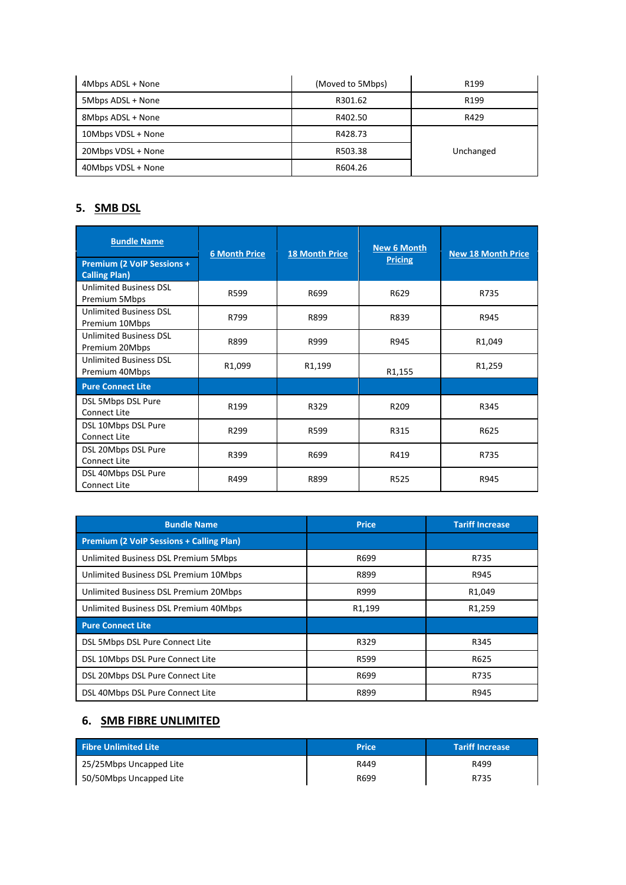| | | |
|---|---|---|
| 4Mbps ADSL + None | (Moved to 5Mbps) | R199 |
| 5Mbps ADSL + None | R301.62 | R199 |
| 8Mbps ADSL + None | R402.50 | R429 |
| 10Mbps VDSL + None | R428.73 | Unchanged |
| 20Mbps VDSL + None | R503.38 | |
| 40Mbps VDSL + None | R604.26 | |

## 5. SMB DSL

| Bundle Name | 6 Month Price | 18 Month Price | New 6 Month Pricing | New 18 Month Price |
|---|---|---|---|---|
| **Premium (2 VoIP Sessions + Calling Plan)** | | | | |
| Unlimited Business DSL Premium 5Mbps | R599 | R699 | R629 | R735 |
| Unlimited Business DSL Premium 10Mbps | R799 | R899 | R839 | R945 |
| Unlimited Business DSL Premium 20Mbps | R899 | R999 | R945 | R1,049 |
| Unlimited Business DSL Premium 40Mbps | R1,099 | R1,199 | R1,155 | R1,259 |
| **Pure Connect Lite** | | | | |
| DSL 5Mbps DSL Pure Connect Lite | R199 | R329 | R209 | R345 |
| DSL 10Mbps DSL Pure Connect Lite | R299 | R599 | R315 | R625 |
| DSL 20Mbps DSL Pure Connect Lite | R399 | R699 | R419 | R735 |
| DSL 40Mbps DSL Pure Connect Lite | R499 | R899 | R525 | R945 |

| Bundle Name | Price | Tariff Increase |
|---|---|---|
| **Premium (2 VoIP Sessions + Calling Plan)** | | |
| Unlimited Business DSL Premium 5Mbps | R699 | R735 |
| Unlimited Business DSL Premium 10Mbps | R899 | R945 |
| Unlimited Business DSL Premium 20Mbps | R999 | R1,049 |
| Unlimited Business DSL Premium 40Mbps | R1,199 | R1,259 |
| **Pure Connect Lite** | | |
| DSL 5Mbps DSL Pure Connect Lite | R329 | R345 |
| DSL 10Mbps DSL Pure Connect Lite | R599 | R625 |
| DSL 20Mbps DSL Pure Connect Lite | R699 | R735 |
| DSL 40Mbps DSL Pure Connect Lite | R899 | R945 |

## 6. SMB FIBRE UNLIMITED

| Fibre Unlimited Lite | Price | Tariff Increase |
|---|---|---|
| 25/25Mbps Uncapped Lite | R449 | R499 |
| 50/50Mbps Uncapped Lite | R699 | R735 |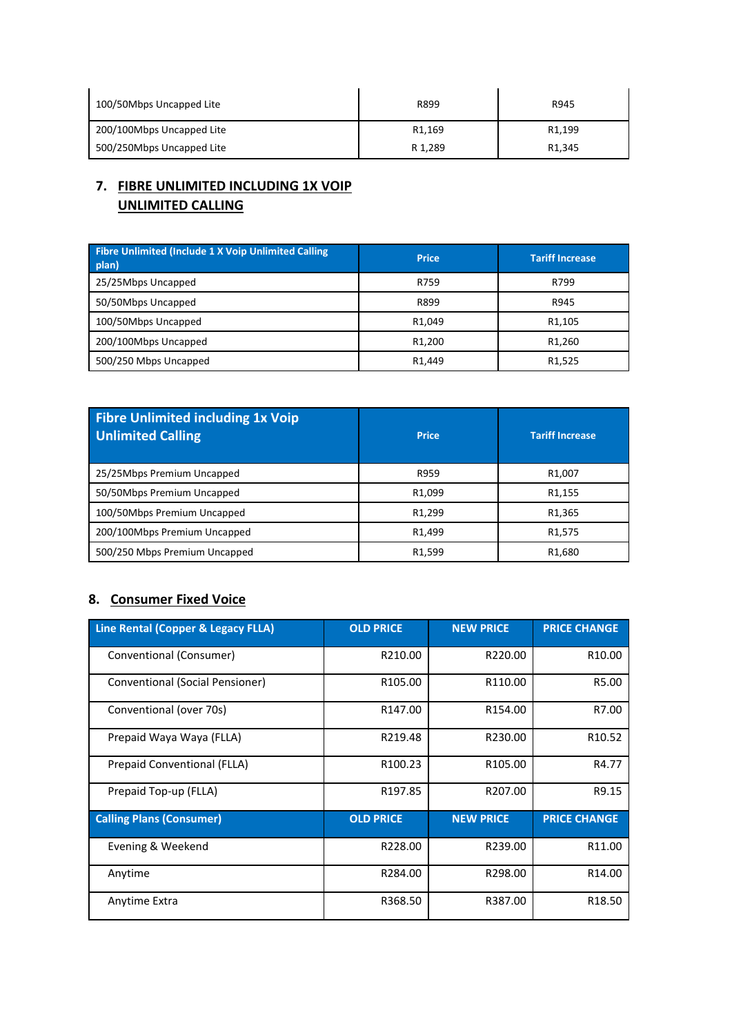| | | |
|---|---|---|
| 100/50Mbps Uncapped Lite | R899 | R945 |
| 200/100Mbps Uncapped Lite | R1,169 | R1,199 |
| 500/250Mbps Uncapped Lite | R 1,289 | R1,345 |

## 7. FIBRE UNLIMITED INCLUDING 1X VOIP UNLIMITED CALLING

| Fibre Unlimited (Include 1 X Voip Unlimited Calling plan) | Price | Tariff Increase |
|---|---|---|
| 25/25Mbps Uncapped | R759 | R799 |
| 50/50Mbps Uncapped | R899 | R945 |
| 100/50Mbps Uncapped | R1,049 | R1,105 |
| 200/100Mbps Uncapped | R1,200 | R1,260 |
| 500/250 Mbps Uncapped | R1,449 | R1,525 |

| Fibre Unlimited including 1x Voip Unlimited Calling | Price | Tariff Increase |
|---|---|---|
| 25/25Mbps Premium Uncapped | R959 | R1,007 |
| 50/50Mbps Premium Uncapped | R1,099 | R1,155 |
| 100/50Mbps Premium Uncapped | R1,299 | R1,365 |
| 200/100Mbps Premium Uncapped | R1,499 | R1,575 |
| 500/250 Mbps Premium Uncapped | R1,599 | R1,680 |

## 8. Consumer Fixed Voice

| Line Rental (Copper & Legacy FLLA) | OLD PRICE | NEW PRICE | PRICE CHANGE |
|---|---|---|---|
| Conventional (Consumer) | R210.00 | R220.00 | R10.00 |
| Conventional (Social Pensioner) | R105.00 | R110.00 | R5.00 |
| Conventional (over 70s) | R147.00 | R154.00 | R7.00 |
| Prepaid Waya Waya (FLLA) | R219.48 | R230.00 | R10.52 |
| Prepaid Conventional (FLLA) | R100.23 | R105.00 | R4.77 |
| Prepaid Top-up (FLLA) | R197.85 | R207.00 | R9.15 |
| **Calling Plans (Consumer)** | **OLD PRICE** | **NEW PRICE** | **PRICE CHANGE** |
| Evening & Weekend | R228.00 | R239.00 | R11.00 |
| Anytime | R284.00 | R298.00 | R14.00 |
| Anytime Extra | R368.50 | R387.00 | R18.50 |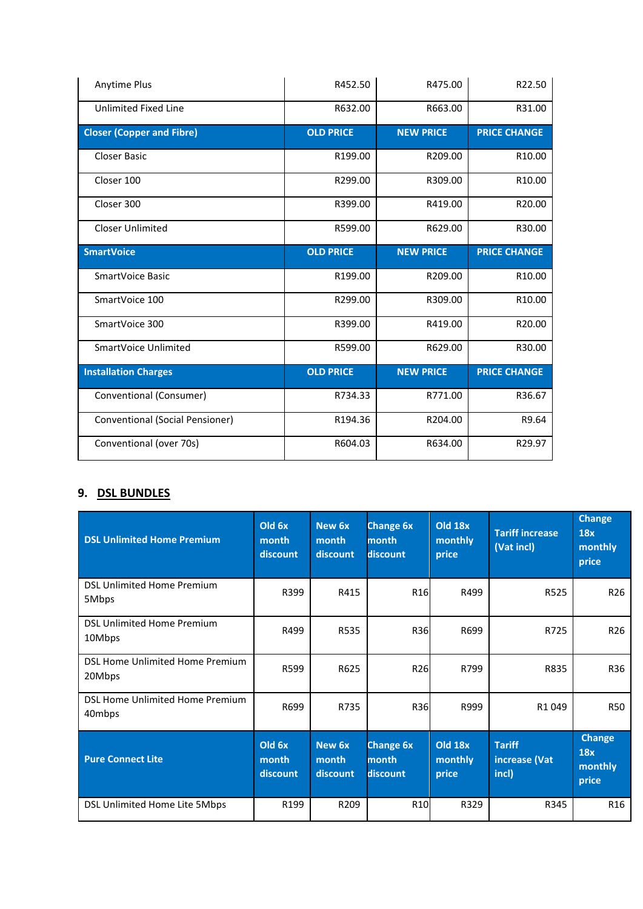| Anytime Plus | R452.50 | R475.00 | R22.50 |
|---|---|---|---|
| Unlimited Fixed Line | R632.00 | R663.00 | R31.00 |
| **Closer (Copper and Fibre)** | **OLD PRICE** | **NEW PRICE** | **PRICE CHANGE** |
| Closer Basic | R199.00 | R209.00 | R10.00 |
| Closer 100 | R299.00 | R309.00 | R10.00 |
| Closer 300 | R399.00 | R419.00 | R20.00 |
| Closer Unlimited | R599.00 | R629.00 | R30.00 |
| **SmartVoice** | **OLD PRICE** | **NEW PRICE** | **PRICE CHANGE** |
| SmartVoice Basic | R199.00 | R209.00 | R10.00 |
| SmartVoice 100 | R299.00 | R309.00 | R10.00 |
| SmartVoice 300 | R399.00 | R419.00 | R20.00 |
| SmartVoice Unlimited | R599.00 | R629.00 | R30.00 |
| **Installation Charges** | **OLD PRICE** | **NEW PRICE** | **PRICE CHANGE** |
| Conventional (Consumer) | R734.33 | R771.00 | R36.67 |
| Conventional (Social Pensioner) | R194.36 | R204.00 | R9.64 |
| Conventional (over 70s) | R604.03 | R634.00 | R29.97 |

## 9. DSL BUNDLES

| **DSL Unlimited Home Premium** | **Old 6x month discount** | **New 6x month discount** | **Change 6x month discount** | **Old 18x monthly price** | **Tariff increase (Vat incl)** | **Change 18x monthly price** |
|---|---|---|---|---|---|---|
| DSL Unlimited Home Premium 5Mbps | R399 | R415 | R16 | R499 | R525 | R26 |
| DSL Unlimited Home Premium 10Mbps | R499 | R535 | R36 | R699 | R725 | R26 |
| DSL Home Unlimited Home Premium 20Mbps | R599 | R625 | R26 | R799 | R835 | R36 |
| DSL Home Unlimited Home Premium 40mbps | R699 | R735 | R36 | R999 | R1 049 | R50 |
| **Pure Connect Lite** | **Old 6x month discount** | **New 6x month discount** | **Change 6x month discount** | **Old 18x monthly price** | **Tariff increase (Vat incl)** | **Change 18x monthly price** |
| DSL Unlimited Home Lite 5Mbps | R199 | R209 | R10 | R329 | R345 | R16 |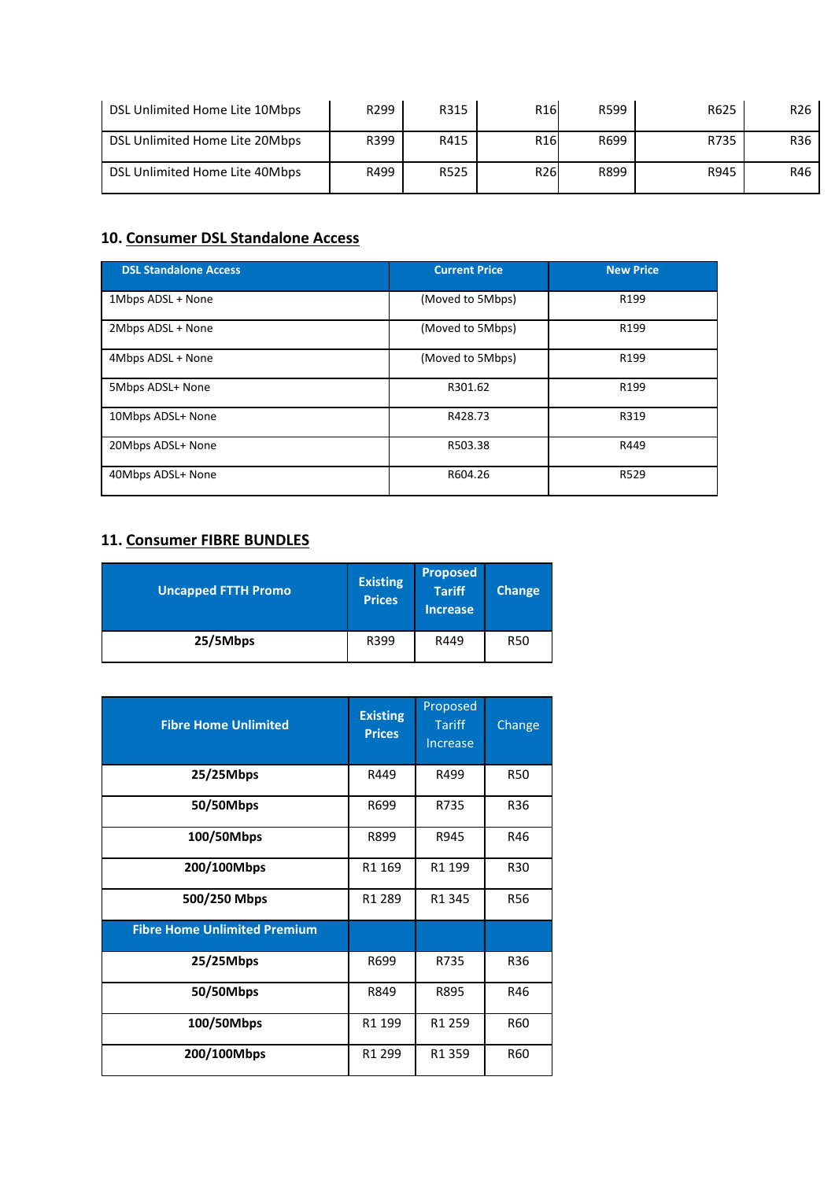| DSL Unlimited Home Lite 10Mbps | R299 | R315 | R16 | R599 | R625 | R26 |
|---|---|---|---|---|---|---|
| DSL Unlimited Home Lite 20Mbps | R399 | R415 | R16 | R699 | R735 | R36 |
| DSL Unlimited Home Lite 40Mbps | R499 | R525 | R26 | R899 | R945 | R46 |

## 10. Consumer DSL Standalone Access

| DSL Standalone Access | Current Price | New Price |
|---|---|---|
| 1Mbps ADSL + None | (Moved to 5Mbps) | R199 |
| 2Mbps ADSL + None | (Moved to 5Mbps) | R199 |
| 4Mbps ADSL + None | (Moved to 5Mbps) | R199 |
| 5Mbps ADSL+ None | R301.62 | R199 |
| 10Mbps ADSL+ None | R428.73 | R319 |
| 20Mbps ADSL+ None | R503.38 | R449 |
| 40Mbps ADSL+ None | R604.26 | R529 |

## 11. Consumer FIBRE BUNDLES

| Uncapped FTTH Promo | Existing Prices | Proposed Tariff Increase | Change |
|---|---|---|---|
| **25/5Mbps** | R399 | R449 | R50 |

| Fibre Home Unlimited | Existing Prices | Proposed Tariff Increase | Change |
|---|---|---|---|
| **25/25Mbps** | R449 | R499 | R50 |
| **50/50Mbps** | R699 | R735 | R36 |
| **100/50Mbps** | R899 | R945 | R46 |
| **200/100Mbps** | R1 169 | R1 199 | R30 |
| **500/250 Mbps** | R1 289 | R1 345 | R56 |
| **Fibre Home Unlimited Premium** | | | |
| **25/25Mbps** | R699 | R735 | R36 |
| **50/50Mbps** | R849 | R895 | R46 |
| **100/50Mbps** | R1 199 | R1 259 | R60 |
| **200/100Mbps** | R1 299 | R1 359 | R60 |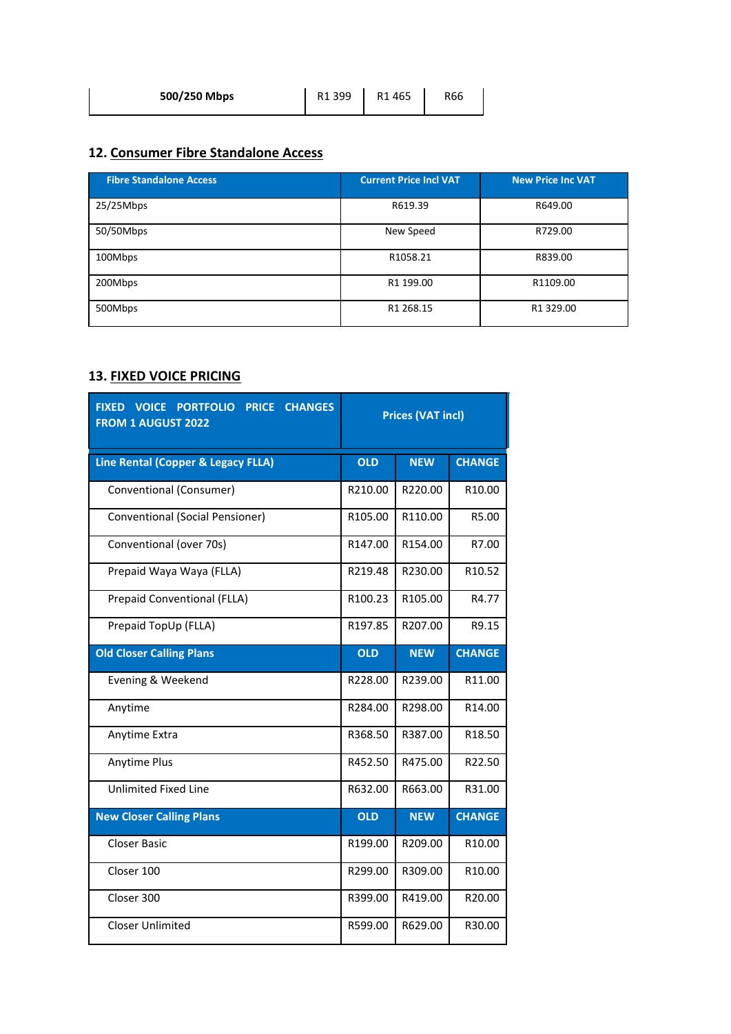| 500/250 Mbps | R1 399 | R1 465 | R66 |
|---|---|---|---|

## 12. Consumer Fibre Standalone Access

| Fibre Standalone Access | Current Price Incl VAT | New Price Inc VAT |
|---|---|---|
| 25/25Mbps | R619.39 | R649.00 |
| 50/50Mbps | New Speed | R729.00 |
| 100Mbps | R1058.21 | R839.00 |
| 200Mbps | R1 199.00 | R1109.00 |
| 500Mbps | R1 268.15 | R1 329.00 |

## 13. FIXED VOICE PRICING

| FIXED VOICE PORTFOLIO PRICE CHANGES FROM 1 AUGUST 2022 | Prices (VAT incl) | | |
|---|---|---|---|
| **Line Rental (Copper & Legacy FLLA)** | **OLD** | **NEW** | **CHANGE** |
| Conventional (Consumer) | R210.00 | R220.00 | R10.00 |
| Conventional (Social Pensioner) | R105.00 | R110.00 | R5.00 |
| Conventional (over 70s) | R147.00 | R154.00 | R7.00 |
| Prepaid Waya Waya (FLLA) | R219.48 | R230.00 | R10.52 |
| Prepaid Conventional (FLLA) | R100.23 | R105.00 | R4.77 |
| Prepaid TopUp (FLLA) | R197.85 | R207.00 | R9.15 |
| **Old Closer Calling Plans** | **OLD** | **NEW** | **CHANGE** |
| Evening & Weekend | R228.00 | R239.00 | R11.00 |
| Anytime | R284.00 | R298.00 | R14.00 |
| Anytime Extra | R368.50 | R387.00 | R18.50 |
| Anytime Plus | R452.50 | R475.00 | R22.50 |
| Unlimited Fixed Line | R632.00 | R663.00 | R31.00 |
| **New Closer Calling Plans** | **OLD** | **NEW** | **CHANGE** |
| Closer Basic | R199.00 | R209.00 | R10.00 |
| Closer 100 | R299.00 | R309.00 | R10.00 |
| Closer 300 | R399.00 | R419.00 | R20.00 |
| Closer Unlimited | R599.00 | R629.00 | R30.00 |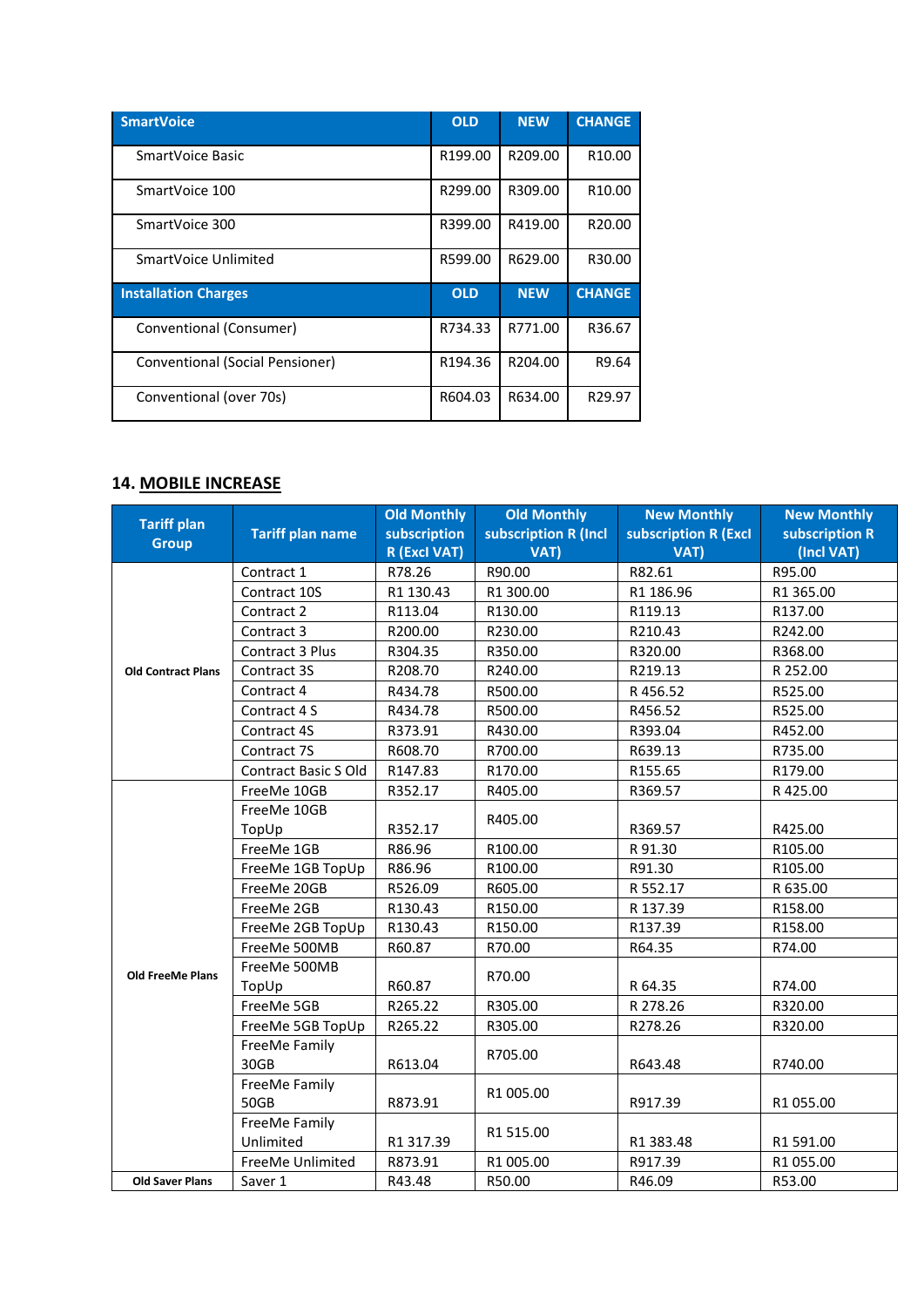| SmartVoice | OLD | NEW | CHANGE |
|---|---|---|---|
| SmartVoice Basic | R199.00 | R209.00 | R10.00 |
| SmartVoice 100 | R299.00 | R309.00 | R10.00 |
| SmartVoice 300 | R399.00 | R419.00 | R20.00 |
| SmartVoice Unlimited | R599.00 | R629.00 | R30.00 |
| **Installation Charges** | **OLD** | **NEW** | **CHANGE** |
| Conventional (Consumer) | R734.33 | R771.00 | R36.67 |
| Conventional (Social Pensioner) | R194.36 | R204.00 | R9.64 |
| Conventional (over 70s) | R604.03 | R634.00 | R29.97 |

## 14. MOBILE INCREASE

| Tariff plan Group | Tariff plan name | Old Monthly subscription R (Excl VAT) | Old Monthly subscription R (Incl VAT) | New Monthly subscription R (Excl VAT) | New Monthly subscription R (Incl VAT) |
|---|---|---|---|---|---|
| Old Contract Plans | Contract 1 | R78.26 | R90.00 | R82.61 | R95.00 |
| | Contract 10S | R1 130.43 | R1 300.00 | R1 186.96 | R1 365.00 |
| | Contract 2 | R113.04 | R130.00 | R119.13 | R137.00 |
| | Contract 3 | R200.00 | R230.00 | R210.43 | R242.00 |
| | Contract 3 Plus | R304.35 | R350.00 | R320.00 | R368.00 |
| | Contract 3S | R208.70 | R240.00 | R219.13 | R 252.00 |
| | Contract 4 | R434.78 | R500.00 | R 456.52 | R525.00 |
| | Contract 4 S | R434.78 | R500.00 | R456.52 | R525.00 |
| | Contract 4S | R373.91 | R430.00 | R393.04 | R452.00 |
| | Contract 7S | R608.70 | R700.00 | R639.13 | R735.00 |
| | Contract Basic S Old | R147.83 | R170.00 | R155.65 | R179.00 |
| Old FreeMe Plans | FreeMe 10GB | R352.17 | R405.00 | R369.57 | R 425.00 |
| | FreeMe 10GB TopUp | R352.17 | R405.00 | R369.57 | R425.00 |
| | FreeMe 1GB | R86.96 | R100.00 | R 91.30 | R105.00 |
| | FreeMe 1GB TopUp | R86.96 | R100.00 | R91.30 | R105.00 |
| | FreeMe 20GB | R526.09 | R605.00 | R 552.17 | R 635.00 |
| | FreeMe 2GB | R130.43 | R150.00 | R 137.39 | R158.00 |
| | FreeMe 2GB TopUp | R130.43 | R150.00 | R137.39 | R158.00 |
| | FreeMe 500MB | R60.87 | R70.00 | R64.35 | R74.00 |
| | FreeMe 500MB TopUp | R60.87 | R70.00 | R 64.35 | R74.00 |
| | FreeMe 5GB | R265.22 | R305.00 | R 278.26 | R320.00 |
| | FreeMe 5GB TopUp | R265.22 | R305.00 | R278.26 | R320.00 |
| | FreeMe Family 30GB | R613.04 | R705.00 | R643.48 | R740.00 |
| | FreeMe Family 50GB | R873.91 | R1 005.00 | R917.39 | R1 055.00 |
| | FreeMe Family Unlimited | R1 317.39 | R1 515.00 | R1 383.48 | R1 591.00 |
| | FreeMe Unlimited | R873.91 | R1 005.00 | R917.39 | R1 055.00 |
| Old Saver Plans | Saver 1 | R43.48 | R50.00 | R46.09 | R53.00 |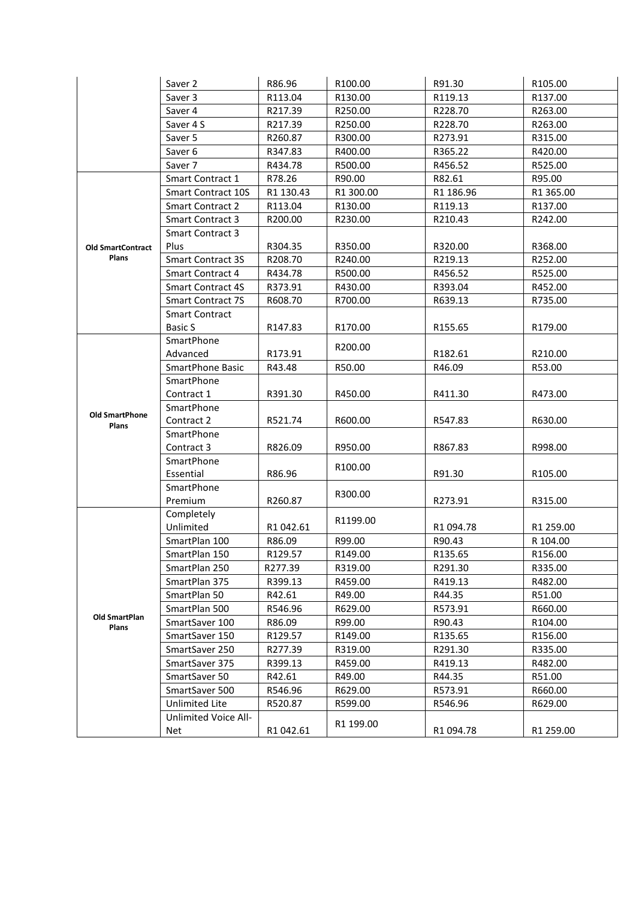| | | | | | |
|---|---|---|---|---|---|
| | Saver 2 | R86.96 | R100.00 | R91.30 | R105.00 |
| | Saver 3 | R113.04 | R130.00 | R119.13 | R137.00 |
| | Saver 4 | R217.39 | R250.00 | R228.70 | R263.00 |
| | Saver 4 S | R217.39 | R250.00 | R228.70 | R263.00 |
| | Saver 5 | R260.87 | R300.00 | R273.91 | R315.00 |
| | Saver 6 | R347.83 | R400.00 | R365.22 | R420.00 |
| | Saver 7 | R434.78 | R500.00 | R456.52 | R525.00 |
| **Old SmartContract Plans** | Smart Contract 1 | R78.26 | R90.00 | R82.61 | R95.00 |
| | Smart Contract 10S | R1 130.43 | R1 300.00 | R1 186.96 | R1 365.00 |
| | Smart Contract 2 | R113.04 | R130.00 | R119.13 | R137.00 |
| | Smart Contract 3 | R200.00 | R230.00 | R210.43 | R242.00 |
| | Smart Contract 3 Plus | R304.35 | R350.00 | R320.00 | R368.00 |
| | Smart Contract 3S | R208.70 | R240.00 | R219.13 | R252.00 |
| | Smart Contract 4 | R434.78 | R500.00 | R456.52 | R525.00 |
| | Smart Contract 4S | R373.91 | R430.00 | R393.04 | R452.00 |
| | Smart Contract 7S | R608.70 | R700.00 | R639.13 | R735.00 |
| | Smart Contract Basic S | R147.83 | R170.00 | R155.65 | R179.00 |
| **Old SmartPhone Plans** | SmartPhone Advanced | R173.91 | R200.00 | R182.61 | R210.00 |
| | SmartPhone Basic | R43.48 | R50.00 | R46.09 | R53.00 |
| | SmartPhone Contract 1 | R391.30 | R450.00 | R411.30 | R473.00 |
| | SmartPhone Contract 2 | R521.74 | R600.00 | R547.83 | R630.00 |
| | SmartPhone Contract 3 | R826.09 | R950.00 | R867.83 | R998.00 |
| | SmartPhone Essential | R86.96 | R100.00 | R91.30 | R105.00 |
| | SmartPhone Premium | R260.87 | R300.00 | R273.91 | R315.00 |
| **Old SmartPlan Plans** | Completely Unlimited | R1 042.61 | R1199.00 | R1 094.78 | R1 259.00 |
| | SmartPlan 100 | R86.09 | R99.00 | R90.43 | R 104.00 |
| | SmartPlan 150 | R129.57 | R149.00 | R135.65 | R156.00 |
| | SmartPlan 250 | R277.39 | R319.00 | R291.30 | R335.00 |
| | SmartPlan 375 | R399.13 | R459.00 | R419.13 | R482.00 |
| | SmartPlan 50 | R42.61 | R49.00 | R44.35 | R51.00 |
| | SmartPlan 500 | R546.96 | R629.00 | R573.91 | R660.00 |
| | SmartSaver 100 | R86.09 | R99.00 | R90.43 | R104.00 |
| | SmartSaver 150 | R129.57 | R149.00 | R135.65 | R156.00 |
| | SmartSaver 250 | R277.39 | R319.00 | R291.30 | R335.00 |
| | SmartSaver 375 | R399.13 | R459.00 | R419.13 | R482.00 |
| | SmartSaver 50 | R42.61 | R49.00 | R44.35 | R51.00 |
| | SmartSaver 500 | R546.96 | R629.00 | R573.91 | R660.00 |
| | Unlimited Lite | R520.87 | R599.00 | R546.96 | R629.00 |
| | Unlimited Voice All-Net | R1 042.61 | R1 199.00 | R1 094.78 | R1 259.00 |